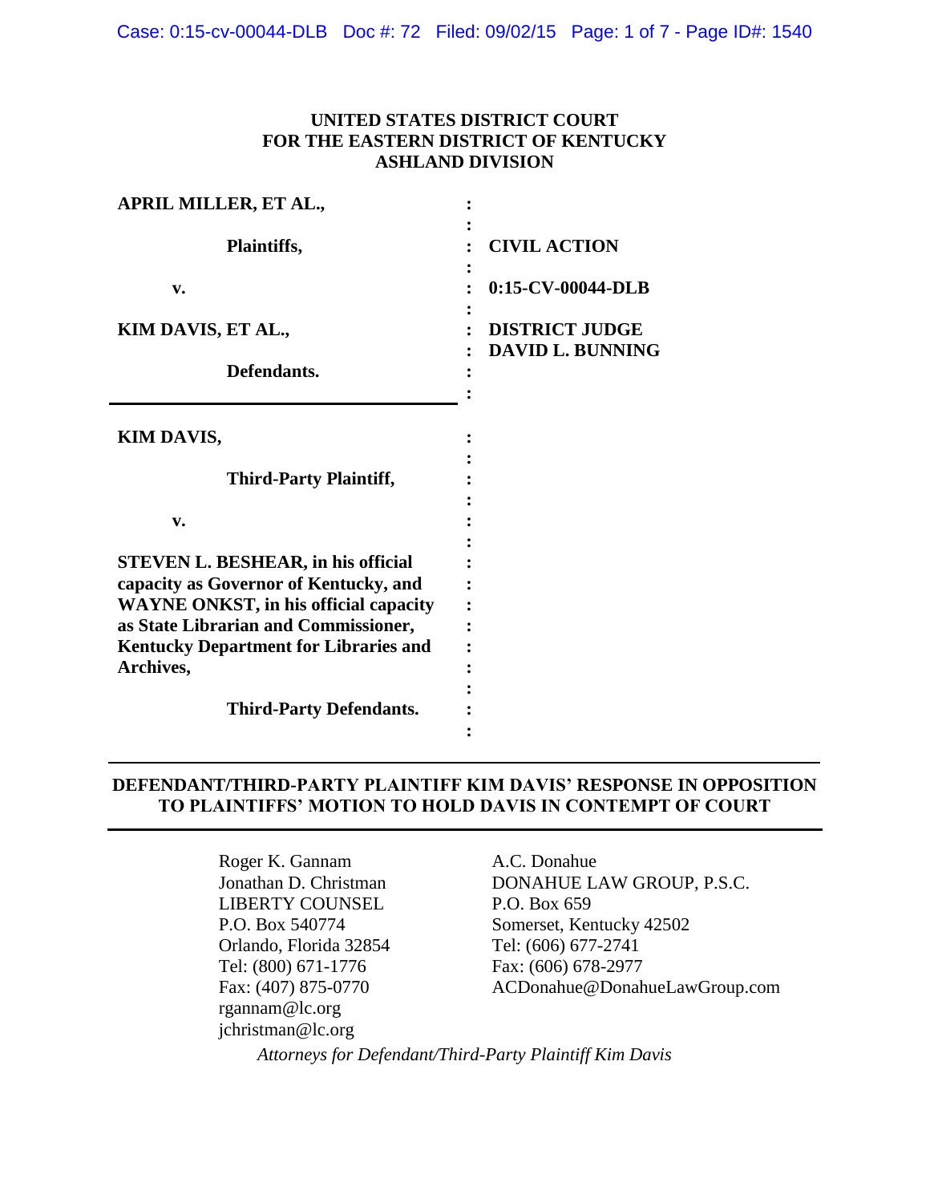**UNITED STATES DISTRICT COURT**
**FOR THE EASTERN DISTRICT OF KENTUCKY**
**ASHLAND DIVISION**

| | |
|---|---|
| **APRIL MILLER, ET AL.,** | |
| **Plaintiffs,** | **CIVIL ACTION** |
| **v.** | **0:15-CV-00044-DLB** |
| **KIM DAVIS, ET AL.,** | **DISTRICT JUDGE DAVID L. BUNNING** |
| **Defendants.** | |

**KIM DAVIS,**

**Third-Party Plaintiff,**

**v.**

**STEVEN L. BESHEAR, in his official capacity as Governor of Kentucky, and WAYNE ONKST, in his official capacity as State Librarian and Commissioner, Kentucky Department for Libraries and Archives,**

**Third-Party Defendants.**

---

**DEFENDANT/THIRD-PARTY PLAINTIFF KIM DAVIS' RESPONSE IN OPPOSITION TO PLAINTIFFS' MOTION TO HOLD DAVIS IN CONTEMPT OF COURT**

---

Roger K. Gannam
Jonathan D. Christman
LIBERTY COUNSEL
P.O. Box 540774
Orlando, Florida 32854
Tel: (800) 671-1776
Fax: (407) 875-0770
rgannam@lc.org
jchristman@lc.org

A.C. Donahue
DONAHUE LAW GROUP, P.S.C.
P.O. Box 659
Somerset, Kentucky 42502
Tel: (606) 677-2741
Fax: (606) 678-2977
ACDonahue@DonahueLawGroup.com

*Attorneys for Defendant/Third-Party Plaintiff Kim Davis*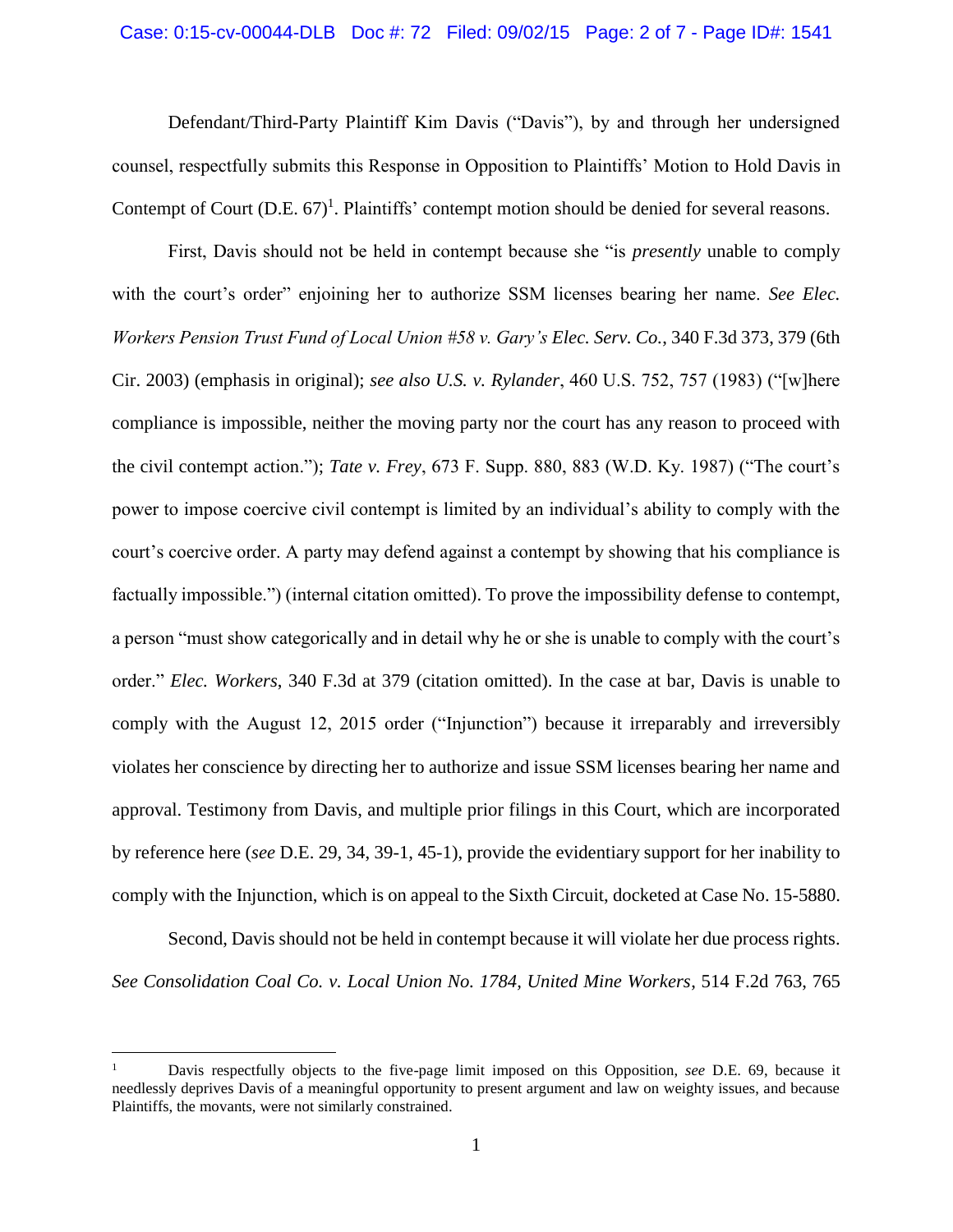Defendant/Third-Party Plaintiff Kim Davis ("Davis"), by and through her undersigned counsel, respectfully submits this Response in Opposition to Plaintiffs' Motion to Hold Davis in Contempt of Court (D.E. 67)[1]. Plaintiffs' contempt motion should be denied for several reasons.

First, Davis should not be held in contempt because she "is *presently* unable to comply with the court's order" enjoining her to authorize SSM licenses bearing her name. *See Elec. Workers Pension Trust Fund of Local Union #58 v. Gary's Elec. Serv. Co.*, 340 F.3d 373, 379 (6th Cir. 2003) (emphasis in original); *see also U.S. v. Rylander*, 460 U.S. 752, 757 (1983) ("[w]here compliance is impossible, neither the moving party nor the court has any reason to proceed with the civil contempt action."); *Tate v. Frey*, 673 F. Supp. 880, 883 (W.D. Ky. 1987) ("The court's power to impose coercive civil contempt is limited by an individual's ability to comply with the court's coercive order. A party may defend against a contempt by showing that his compliance is factually impossible.") (internal citation omitted). To prove the impossibility defense to contempt, a person "must show categorically and in detail why he or she is unable to comply with the court's order." *Elec. Workers*, 340 F.3d at 379 (citation omitted). In the case at bar, Davis is unable to comply with the August 12, 2015 order ("Injunction") because it irreparably and irreversibly violates her conscience by directing her to authorize and issue SSM licenses bearing her name and approval. Testimony from Davis, and multiple prior filings in this Court, which are incorporated by reference here (*see* D.E. 29, 34, 39-1, 45-1), provide the evidentiary support for her inability to comply with the Injunction, which is on appeal to the Sixth Circuit, docketed at Case No. 15-5880.

Second, Davis should not be held in contempt because it will violate her due process rights. *See Consolidation Coal Co. v. Local Union No. 1784, United Mine Workers*, 514 F.2d 763, 765

---

[1] Davis respectfully objects to the five-page limit imposed on this Opposition, *see* D.E. 69, because it needlessly deprives Davis of a meaningful opportunity to present argument and law on weighty issues, and because Plaintiffs, the movants, were not similarly constrained.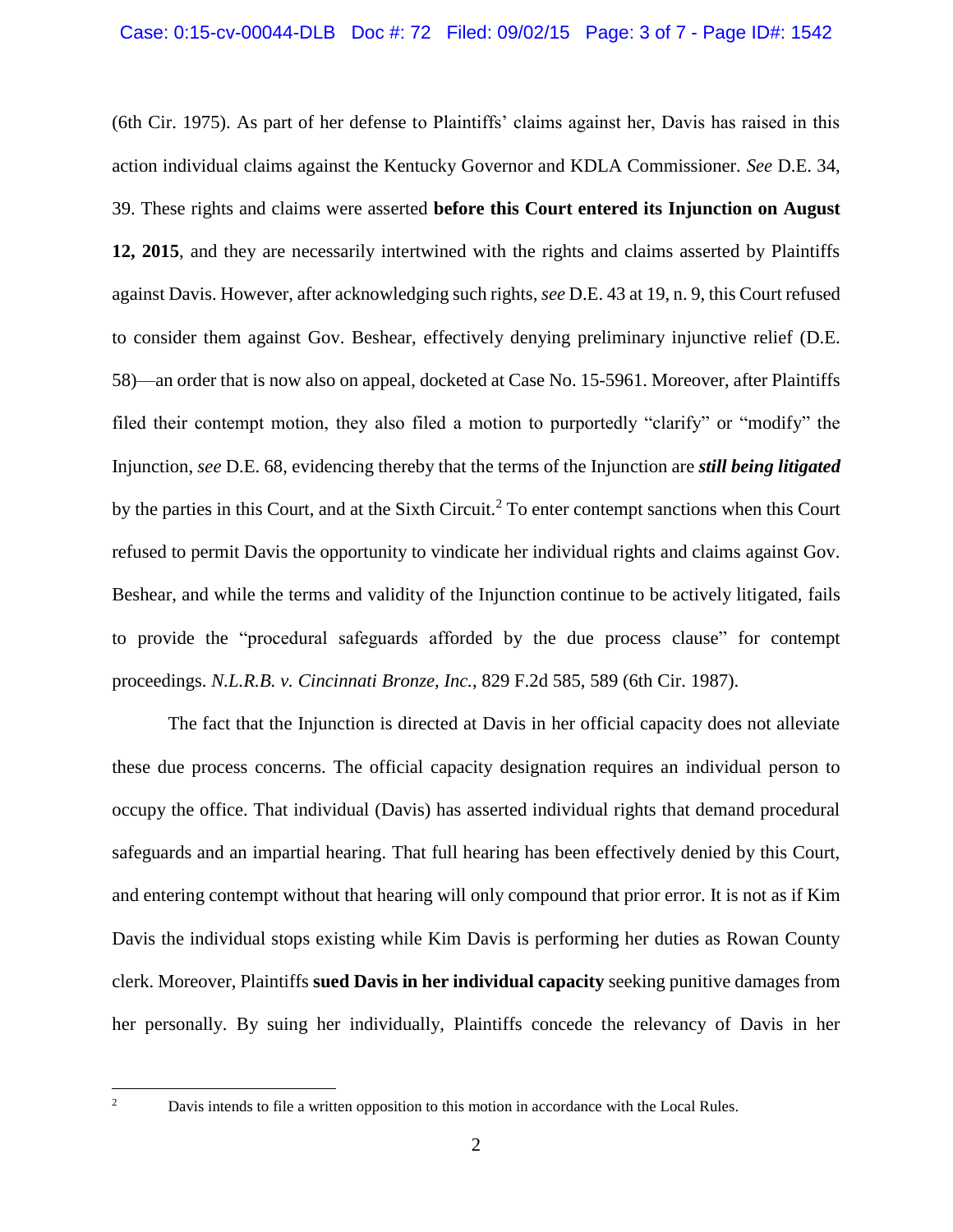(6th Cir. 1975). As part of her defense to Plaintiffs' claims against her, Davis has raised in this action individual claims against the Kentucky Governor and KDLA Commissioner. *See* D.E. 34, 39. These rights and claims were asserted **before this Court entered its Injunction on August 12, 2015**, and they are necessarily intertwined with the rights and claims asserted by Plaintiffs against Davis. However, after acknowledging such rights, *see* D.E. 43 at 19, n. 9, this Court refused to consider them against Gov. Beshear, effectively denying preliminary injunctive relief (D.E. 58)—an order that is now also on appeal, docketed at Case No. 15-5961. Moreover, after Plaintiffs filed their contempt motion, they also filed a motion to purportedly "clarify" or "modify" the Injunction, *see* D.E. 68, evidencing thereby that the terms of the Injunction are ***still being litigated*** by the parties in this Court, and at the Sixth Circuit.[2] To enter contempt sanctions when this Court refused to permit Davis the opportunity to vindicate her individual rights and claims against Gov. Beshear, and while the terms and validity of the Injunction continue to be actively litigated, fails to provide the "procedural safeguards afforded by the due process clause" for contempt proceedings. *N.L.R.B. v. Cincinnati Bronze, Inc.*, 829 F.2d 585, 589 (6th Cir. 1987).

The fact that the Injunction is directed at Davis in her official capacity does not alleviate these due process concerns. The official capacity designation requires an individual person to occupy the office. That individual (Davis) has asserted individual rights that demand procedural safeguards and an impartial hearing. That full hearing has been effectively denied by this Court, and entering contempt without that hearing will only compound that prior error. It is not as if Kim Davis the individual stops existing while Kim Davis is performing her duties as Rowan County clerk. Moreover, Plaintiffs **sued Davis in her individual capacity** seeking punitive damages from her personally. By suing her individually, Plaintiffs concede the relevancy of Davis in her

[2] Davis intends to file a written opposition to this motion in accordance with the Local Rules.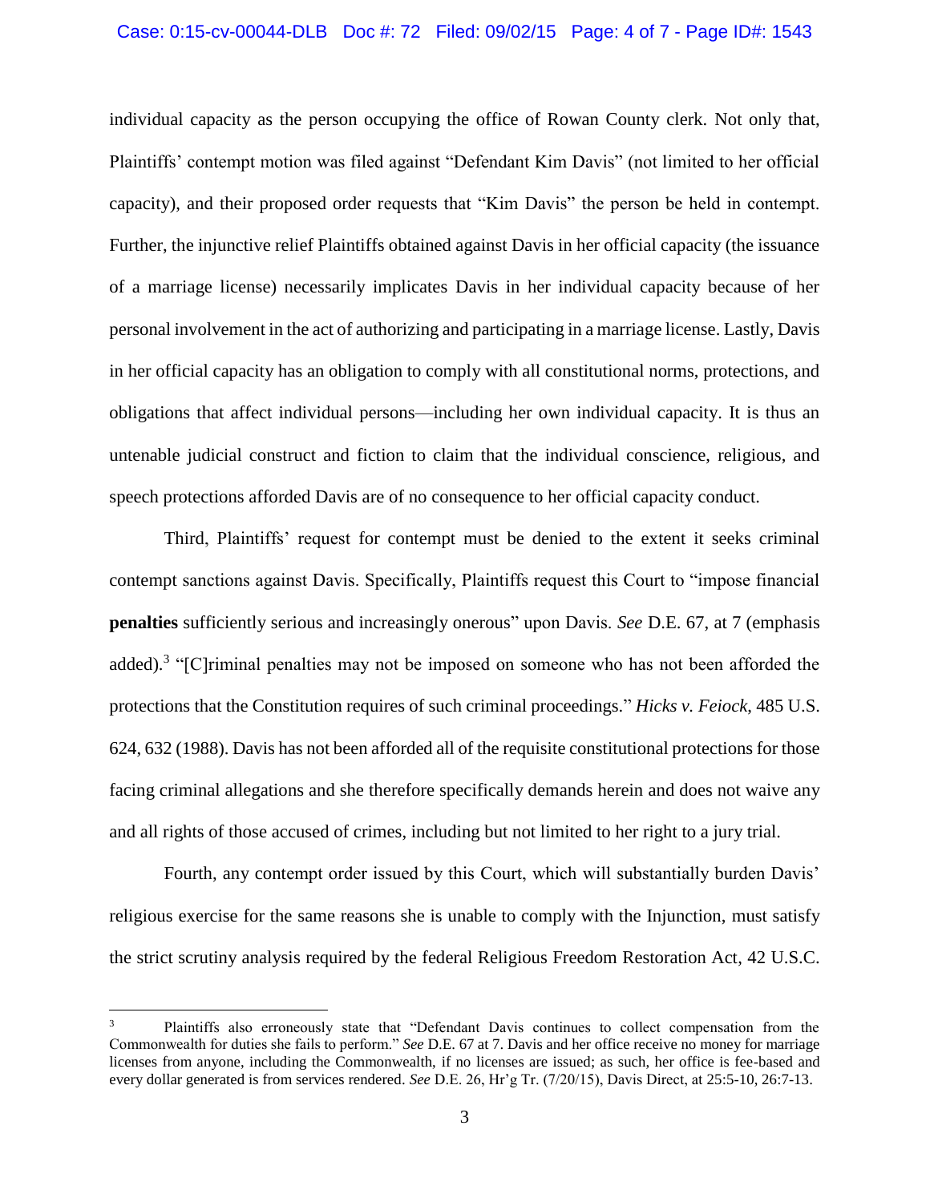individual capacity as the person occupying the office of Rowan County clerk. Not only that, Plaintiffs' contempt motion was filed against "Defendant Kim Davis" (not limited to her official capacity), and their proposed order requests that "Kim Davis" the person be held in contempt. Further, the injunctive relief Plaintiffs obtained against Davis in her official capacity (the issuance of a marriage license) necessarily implicates Davis in her individual capacity because of her personal involvement in the act of authorizing and participating in a marriage license. Lastly, Davis in her official capacity has an obligation to comply with all constitutional norms, protections, and obligations that affect individual persons—including her own individual capacity. It is thus an untenable judicial construct and fiction to claim that the individual conscience, religious, and speech protections afforded Davis are of no consequence to her official capacity conduct.

Third, Plaintiffs' request for contempt must be denied to the extent it seeks criminal contempt sanctions against Davis. Specifically, Plaintiffs request this Court to "impose financial **penalties** sufficiently serious and increasingly onerous" upon Davis. *See* D.E. 67, at 7 (emphasis added).[3] "[C]riminal penalties may not be imposed on someone who has not been afforded the protections that the Constitution requires of such criminal proceedings." *Hicks v. Feiock*, 485 U.S. 624, 632 (1988). Davis has not been afforded all of the requisite constitutional protections for those facing criminal allegations and she therefore specifically demands herein and does not waive any and all rights of those accused of crimes, including but not limited to her right to a jury trial.

Fourth, any contempt order issued by this Court, which will substantially burden Davis' religious exercise for the same reasons she is unable to comply with the Injunction, must satisfy the strict scrutiny analysis required by the federal Religious Freedom Restoration Act, 42 U.S.C.

---

[3] Plaintiffs also erroneously state that "Defendant Davis continues to collect compensation from the Commonwealth for duties she fails to perform." *See* D.E. 67 at 7. Davis and her office receive no money for marriage licenses from anyone, including the Commonwealth, if no licenses are issued; as such, her office is fee-based and every dollar generated is from services rendered. *See* D.E. 26, Hr'g Tr. (7/20/15), Davis Direct, at 25:5-10, 26:7-13.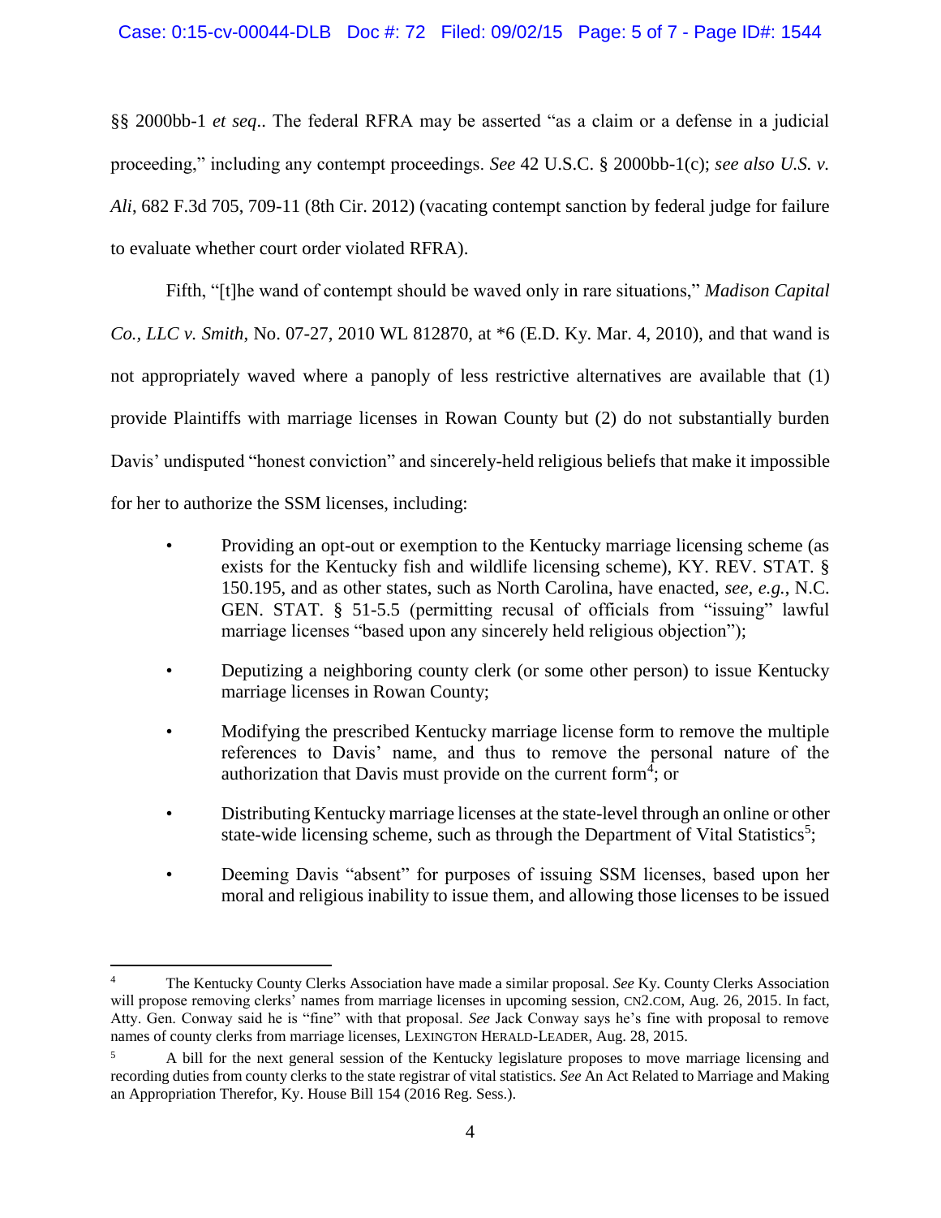§§ 2000bb-1 *et seq*.. The federal RFRA may be asserted "as a claim or a defense in a judicial proceeding," including any contempt proceedings. *See* 42 U.S.C. § 2000bb-1(c); *see also U.S. v. Ali*, 682 F.3d 705, 709-11 (8th Cir. 2012) (vacating contempt sanction by federal judge for failure to evaluate whether court order violated RFRA).

Fifth, "[t]he wand of contempt should be waved only in rare situations," *Madison Capital Co., LLC v. Smith*, No. 07-27, 2010 WL 812870, at *6 (E.D. Ky. Mar. 4, 2010), and that wand is not appropriately waved where a panoply of less restrictive alternatives are available that (1) provide Plaintiffs with marriage licenses in Rowan County but (2) do not substantially burden Davis' undisputed "honest conviction" and sincerely-held religious beliefs that make it impossible for her to authorize the SSM licenses, including:

- Providing an opt-out or exemption to the Kentucky marriage licensing scheme (as exists for the Kentucky fish and wildlife licensing scheme), KY. REV. STAT. § 150.195, and as other states, such as North Carolina, have enacted, *see*, *e.g.*, N.C. GEN. STAT. § 51-5.5 (permitting recusal of officials from "issuing" lawful marriage licenses "based upon any sincerely held religious objection");

- Deputizing a neighboring county clerk (or some other person) to issue Kentucky marriage licenses in Rowan County;

- Modifying the prescribed Kentucky marriage license form to remove the multiple references to Davis' name, and thus to remove the personal nature of the authorization that Davis must provide on the current form[4]; or

- Distributing Kentucky marriage licenses at the state-level through an online or other state-wide licensing scheme, such as through the Department of Vital Statistics[5];

- Deeming Davis "absent" for purposes of issuing SSM licenses, based upon her moral and religious inability to issue them, and allowing those licenses to be issued

---

[4] The Kentucky County Clerks Association have made a similar proposal. *See* Ky. County Clerks Association will propose removing clerks' names from marriage licenses in upcoming session, CN2.COM, Aug. 26, 2015. In fact, Atty. Gen. Conway said he is "fine" with that proposal. *See* Jack Conway says he's fine with proposal to remove names of county clerks from marriage licenses, LEXINGTON HERALD-LEADER, Aug. 28, 2015.

[5] A bill for the next general session of the Kentucky legislature proposes to move marriage licensing and recording duties from county clerks to the state registrar of vital statistics. *See* An Act Related to Marriage and Making an Appropriation Therefor, Ky. House Bill 154 (2016 Reg. Sess.).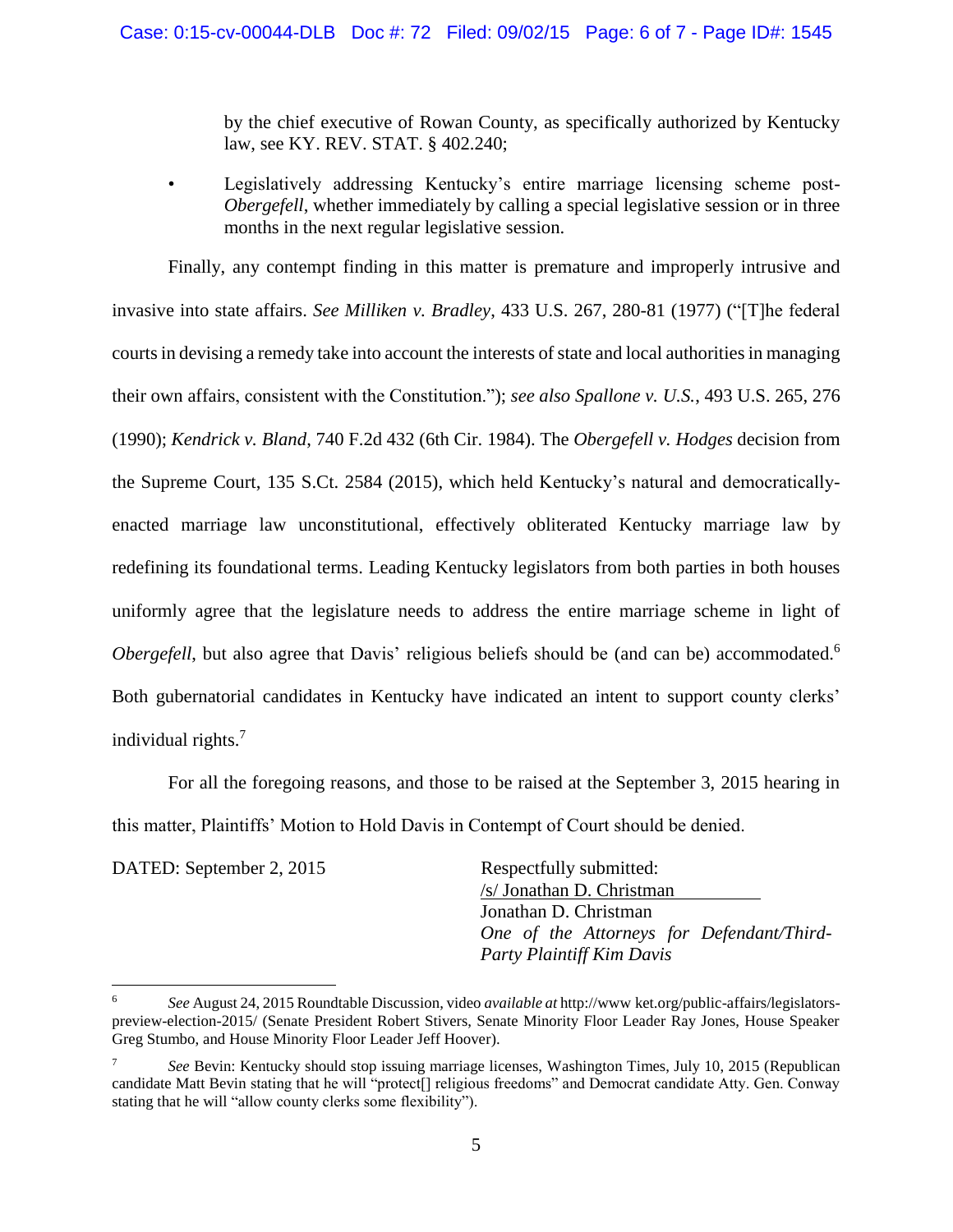by the chief executive of Rowan County, as specifically authorized by Kentucky law, see KY. REV. STAT. § 402.240;

- Legislatively addressing Kentucky's entire marriage licensing scheme post-*Obergefell*, whether immediately by calling a special legislative session or in three months in the next regular legislative session.

Finally, any contempt finding in this matter is premature and improperly intrusive and invasive into state affairs. *See Milliken v. Bradley*, 433 U.S. 267, 280-81 (1977) ("[T]he federal courts in devising a remedy take into account the interests of state and local authorities in managing their own affairs, consistent with the Constitution."); *see also Spallone v. U.S.*, 493 U.S. 265, 276 (1990); *Kendrick v. Bland*, 740 F.2d 432 (6th Cir. 1984). The *Obergefell v. Hodges* decision from the Supreme Court, 135 S.Ct. 2584 (2015), which held Kentucky's natural and democratically-enacted marriage law unconstitutional, effectively obliterated Kentucky marriage law by redefining its foundational terms. Leading Kentucky legislators from both parties in both houses uniformly agree that the legislature needs to address the entire marriage scheme in light of *Obergefell*, but also agree that Davis' religious beliefs should be (and can be) accommodated.[6] Both gubernatorial candidates in Kentucky have indicated an intent to support county clerks' individual rights.[7]

For all the foregoing reasons, and those to be raised at the September 3, 2015 hearing in this matter, Plaintiffs' Motion to Hold Davis in Contempt of Court should be denied.

DATED: September 2, 2015

Respectfully submitted:
/s/ Jonathan D. Christman
Jonathan D. Christman
*One of the Attorneys for Defendant/Third-Party Plaintiff Kim Davis*

---

[6] *See* August 24, 2015 Roundtable Discussion, video *available at* http://www ket.org/public-affairs/legislators-preview-election-2015/ (Senate President Robert Stivers, Senate Minority Floor Leader Ray Jones, House Speaker Greg Stumbo, and House Minority Floor Leader Jeff Hoover).

[7] *See* Bevin: Kentucky should stop issuing marriage licenses, Washington Times, July 10, 2015 (Republican candidate Matt Bevin stating that he will "protect[] religious freedoms" and Democrat candidate Atty. Gen. Conway stating that he will "allow county clerks some flexibility").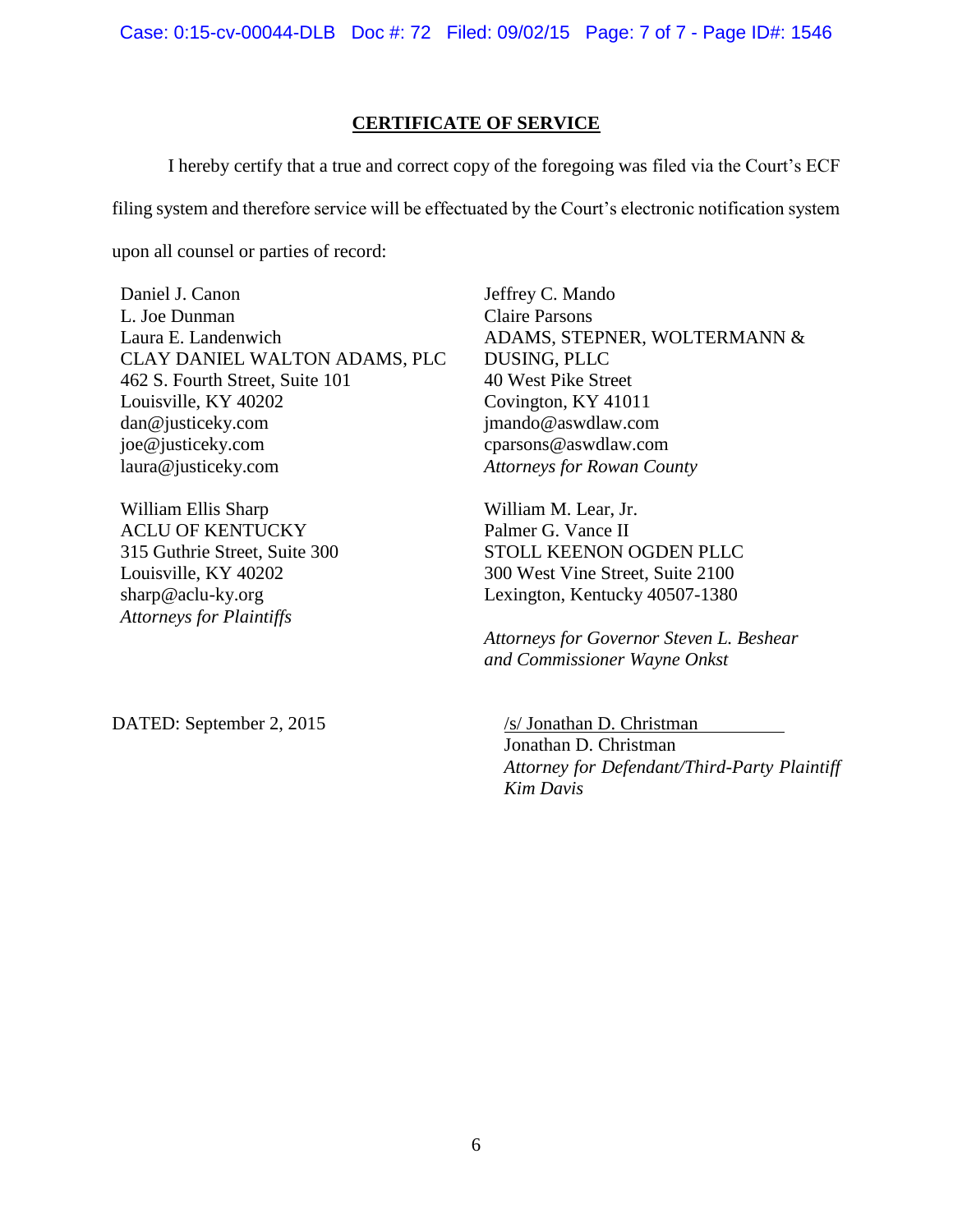## CERTIFICATE OF SERVICE

I hereby certify that a true and correct copy of the foregoing was filed via the Court's ECF filing system and therefore service will be effectuated by the Court's electronic notification system upon all counsel or parties of record:

Daniel J. Canon
L. Joe Dunman
Laura E. Landenwich
CLAY DANIEL WALTON ADAMS, PLC
462 S. Fourth Street, Suite 101
Louisville, KY 40202
dan@justiceky.com
joe@justiceky.com
laura@justiceky.com

William Ellis Sharp
ACLU OF KENTUCKY
315 Guthrie Street, Suite 300
Louisville, KY 40202
sharp@aclu-ky.org
*Attorneys for Plaintiffs*

Jeffrey C. Mando
Claire Parsons
ADAMS, STEPNER, WOLTERMANN & DUSING, PLLC
40 West Pike Street
Covington, KY 41011
jmando@aswdlaw.com
cparsons@aswdlaw.com
*Attorneys for Rowan County*

William M. Lear, Jr.
Palmer G. Vance II
STOLL KEENON OGDEN PLLC
300 West Vine Street, Suite 2100
Lexington, Kentucky 40507-1380

*Attorneys for Governor Steven L. Beshear and Commissioner Wayne Onkst*

DATED: September 2, 2015

/s/ Jonathan D. Christman
Jonathan D. Christman
*Attorney for Defendant/Third-Party Plaintiff Kim Davis*